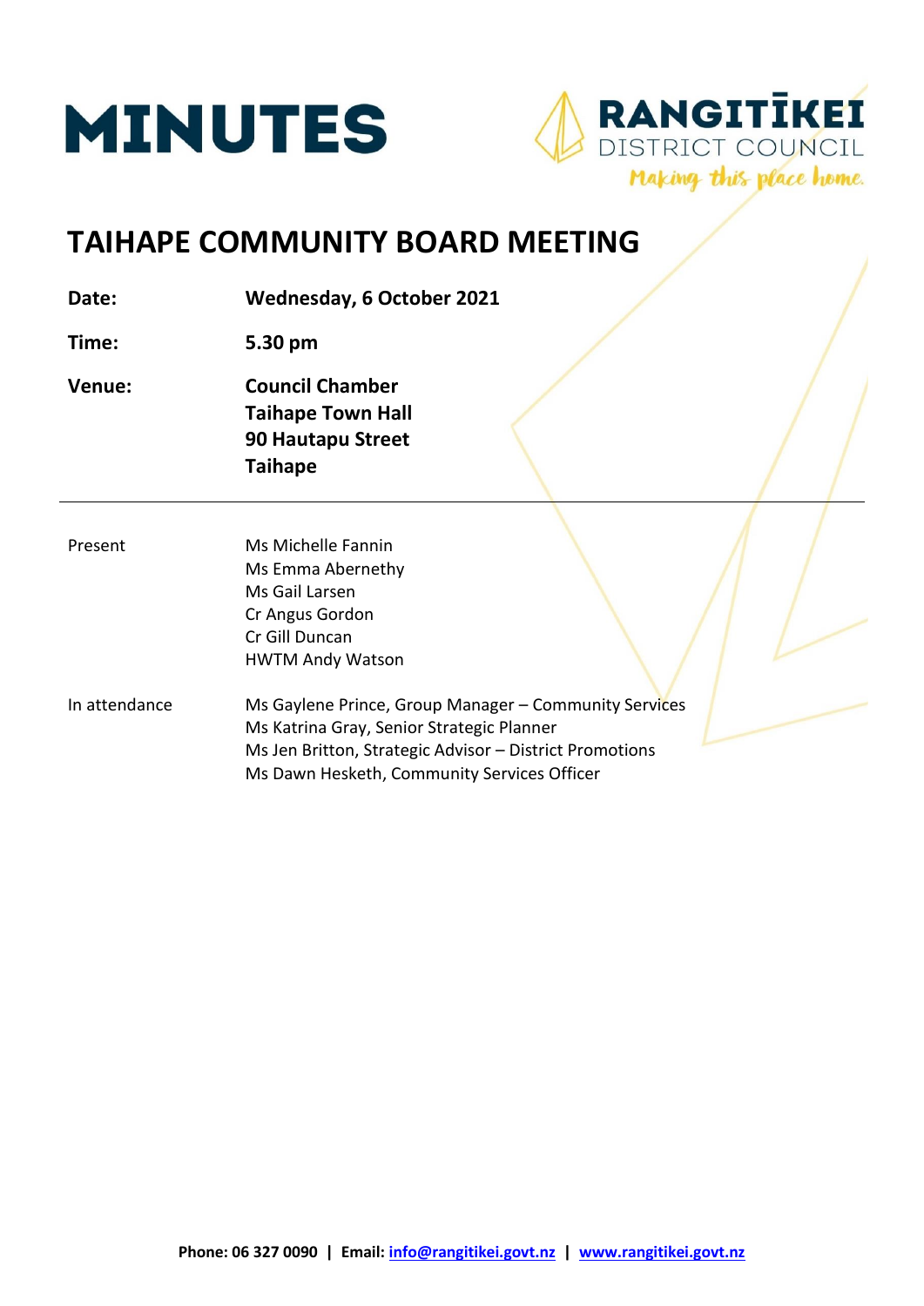# MINUTES

**RANGITĪKEI DISTRICT COUNCIL**
*Making this place home.*

## TAIHAPE COMMUNITY BOARD MEETING

| | |
|---|---|
| **Date:** | **Wednesday, 6 October 2021** |
| **Time:** | **5.30 pm** |
| **Venue:** | **Council Chamber**<br>**Taihape Town Hall**<br>**90 Hautapu Street**<br>**Taihape** |

---

| | |
|---|---|
| Present | Ms Michelle Fannin<br>Ms Emma Abernethy<br>Ms Gail Larsen<br>Cr Angus Gordon<br>Cr Gill Duncan<br>HWTM Andy Watson |
| In attendance | Ms Gaylene Prince, Group Manager – Community Services<br>Ms Katrina Gray, Senior Strategic Planner<br>Ms Jen Britton, Strategic Advisor – District Promotions<br>Ms Dawn Hesketh, Community Services Officer |

Phone: 06 327 0090 | Email: info@rangitikei.govt.nz | www.rangitikei.govt.nz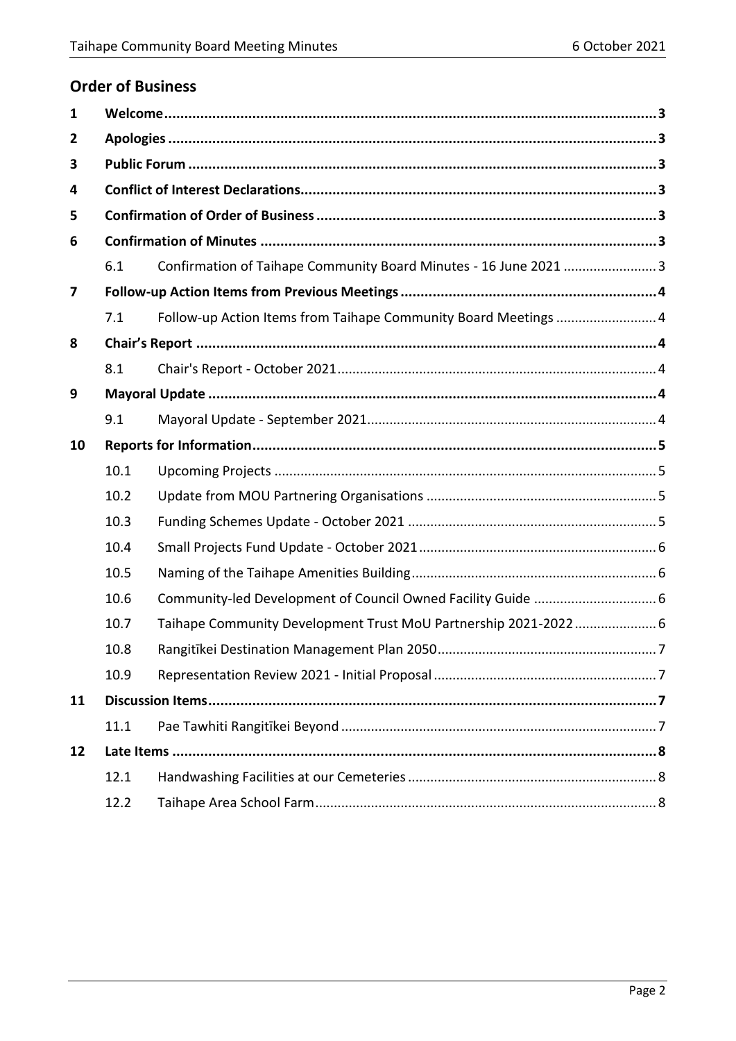## Order of Business

| | | | |
|---|---|---|---|
| **1** | **Welcome** | | **3** |
| **2** | **Apologies** | | **3** |
| **3** | **Public Forum** | | **3** |
| **4** | **Conflict of Interest Declarations** | | **3** |
| **5** | **Confirmation of Order of Business** | | **3** |
| **6** | **Confirmation of Minutes** | | **3** |
| | 6.1 | Confirmation of Taihape Community Board Minutes - 16 June 2021 | 3 |
| **7** | **Follow-up Action Items from Previous Meetings** | | **4** |
| | 7.1 | Follow-up Action Items from Taihape Community Board Meetings | 4 |
| **8** | **Chair's Report** | | **4** |
| | 8.1 | Chair's Report - October 2021 | 4 |
| **9** | **Mayoral Update** | | **4** |
| | 9.1 | Mayoral Update - September 2021 | 4 |
| **10** | **Reports for Information** | | **5** |
| | 10.1 | Upcoming Projects | 5 |
| | 10.2 | Update from MOU Partnering Organisations | 5 |
| | 10.3 | Funding Schemes Update - October 2021 | 5 |
| | 10.4 | Small Projects Fund Update - October 2021 | 6 |
| | 10.5 | Naming of the Taihape Amenities Building | 6 |
| | 10.6 | Community-led Development of Council Owned Facility Guide | 6 |
| | 10.7 | Taihape Community Development Trust MoU Partnership 2021-2022 | 6 |
| | 10.8 | Rangitīkei Destination Management Plan 2050 | 7 |
| | 10.9 | Representation Review 2021 - Initial Proposal | 7 |
| **11** | **Discussion Items** | | **7** |
| | 11.1 | Pae Tawhiti Rangitīkei Beyond | 7 |
| **12** | **Late Items** | | **8** |
| | 12.1 | Handwashing Facilities at our Cemeteries | 8 |
| | 12.2 | Taihape Area School Farm | 8 |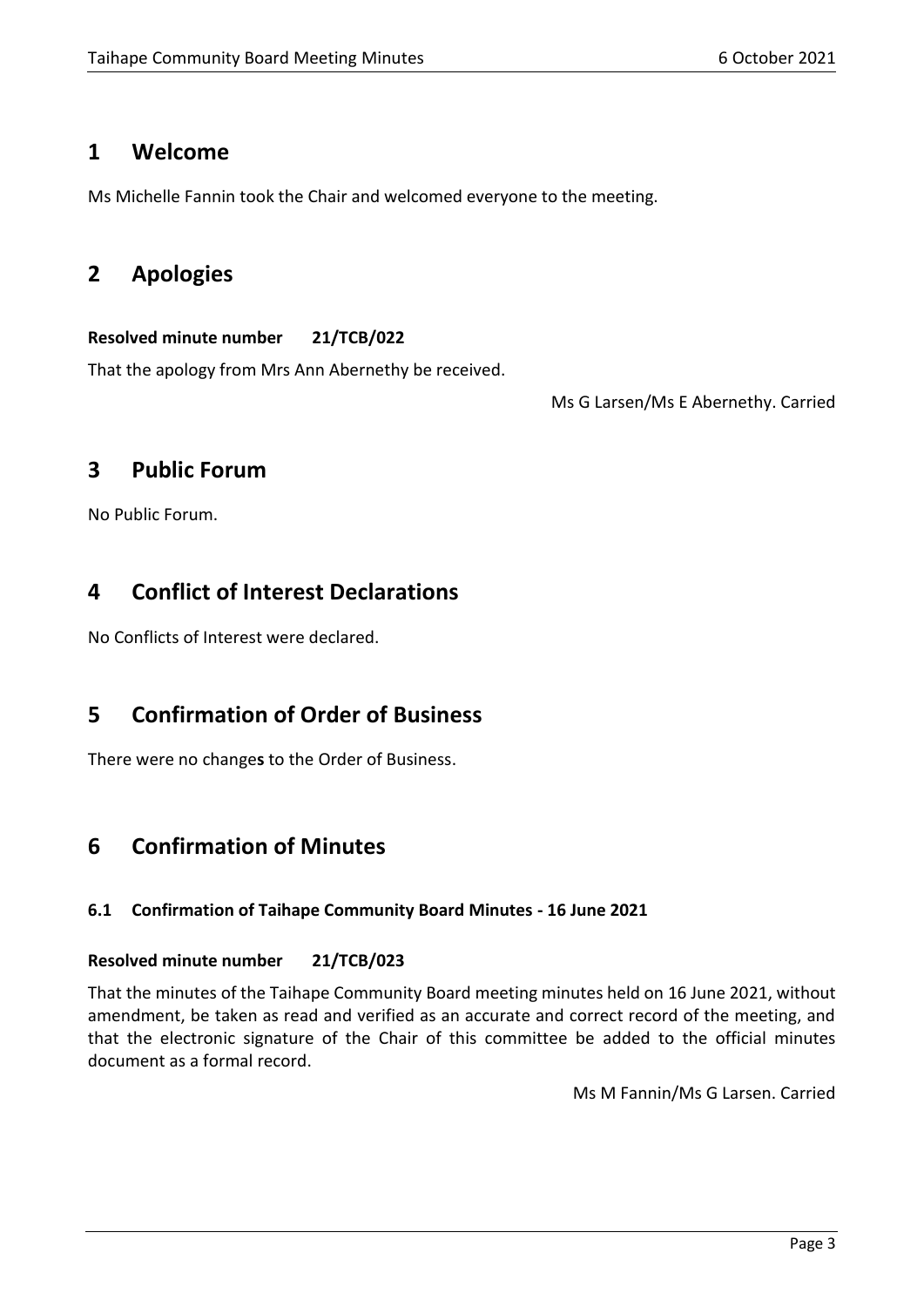# 1 Welcome

Ms Michelle Fannin took the Chair and welcomed everyone to the meeting.

# 2 Apologies

**Resolved minute number 21/TCB/022**

That the apology from Mrs Ann Abernethy be received.

Ms G Larsen/Ms E Abernethy. Carried

# 3 Public Forum

No Public Forum.

# 4 Conflict of Interest Declarations

No Conflicts of Interest were declared.

# 5 Confirmation of Order of Business

There were no changes to the Order of Business.

# 6 Confirmation of Minutes

### 6.1 Confirmation of Taihape Community Board Minutes - 16 June 2021

**Resolved minute number 21/TCB/023**

That the minutes of the Taihape Community Board meeting minutes held on 16 June 2021, without amendment, be taken as read and verified as an accurate and correct record of the meeting, and that the electronic signature of the Chair of this committee be added to the official minutes document as a formal record.

Ms M Fannin/Ms G Larsen. Carried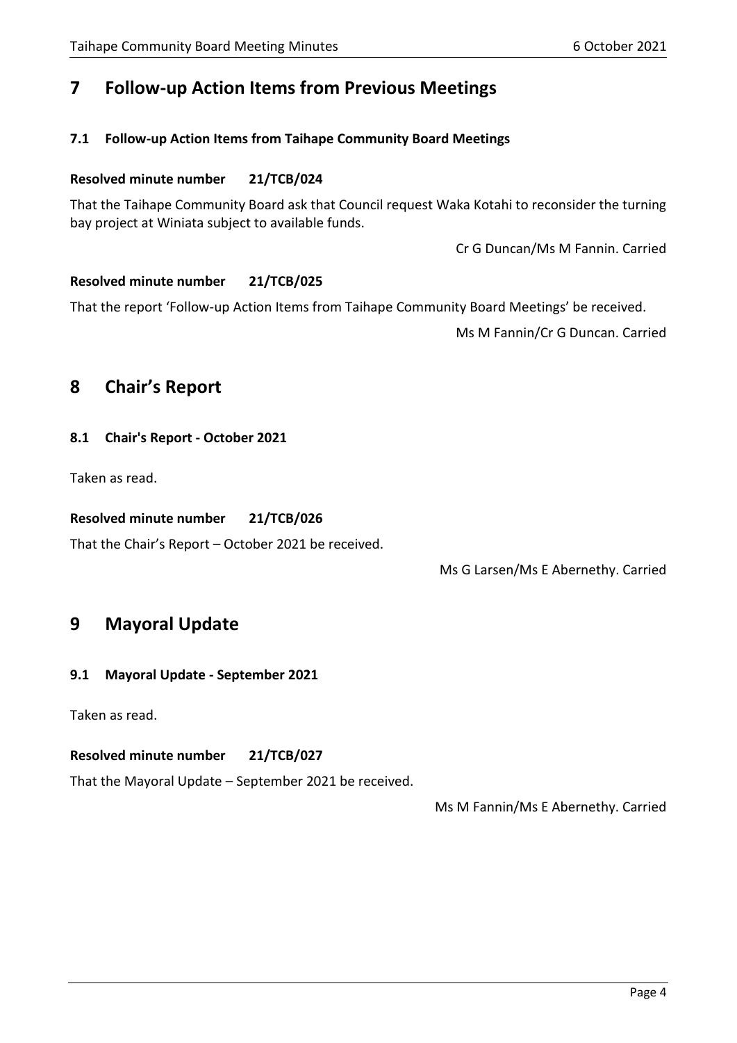# 7 Follow-up Action Items from Previous Meetings

## 7.1 Follow-up Action Items from Taihape Community Board Meetings

**Resolved minute number 21/TCB/024**

That the Taihape Community Board ask that Council request Waka Kotahi to reconsider the turning bay project at Winiata subject to available funds.

Cr G Duncan/Ms M Fannin. Carried

**Resolved minute number 21/TCB/025**

That the report 'Follow-up Action Items from Taihape Community Board Meetings' be received.

Ms M Fannin/Cr G Duncan. Carried

# 8 Chair's Report

## 8.1 Chair's Report - October 2021

Taken as read.

**Resolved minute number 21/TCB/026**

That the Chair's Report – October 2021 be received.

Ms G Larsen/Ms E Abernethy. Carried

# 9 Mayoral Update

## 9.1 Mayoral Update - September 2021

Taken as read.

**Resolved minute number 21/TCB/027**

That the Mayoral Update – September 2021 be received.

Ms M Fannin/Ms E Abernethy. Carried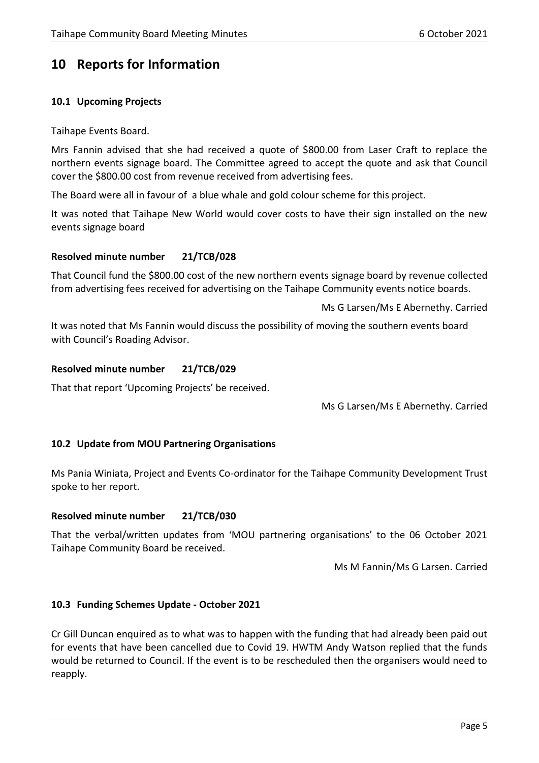# 10 Reports for Information

### 10.1 Upcoming Projects

Taihape Events Board.

Mrs Fannin advised that she had received a quote of $800.00 from Laser Craft to replace the northern events signage board. The Committee agreed to accept the quote and ask that Council cover the $800.00 cost from revenue received from advertising fees.

The Board were all in favour of a blue whale and gold colour scheme for this project.

It was noted that Taihape New World would cover costs to have their sign installed on the new events signage board

**Resolved minute number 21/TCB/028**

That Council fund the $800.00 cost of the new northern events signage board by revenue collected from advertising fees received for advertising on the Taihape Community events notice boards.

Ms G Larsen/Ms E Abernethy. Carried

It was noted that Ms Fannin would discuss the possibility of moving the southern events board with Council's Roading Advisor.

**Resolved minute number 21/TCB/029**

That that report 'Upcoming Projects' be received.

Ms G Larsen/Ms E Abernethy. Carried

### 10.2 Update from MOU Partnering Organisations

Ms Pania Winiata, Project and Events Co-ordinator for the Taihape Community Development Trust spoke to her report.

**Resolved minute number 21/TCB/030**

That the verbal/written updates from 'MOU partnering organisations' to the 06 October 2021 Taihape Community Board be received.

Ms M Fannin/Ms G Larsen. Carried

### 10.3 Funding Schemes Update - October 2021

Cr Gill Duncan enquired as to what was to happen with the funding that had already been paid out for events that have been cancelled due to Covid 19. HWTM Andy Watson replied that the funds would be returned to Council. If the event is to be rescheduled then the organisers would need to reapply.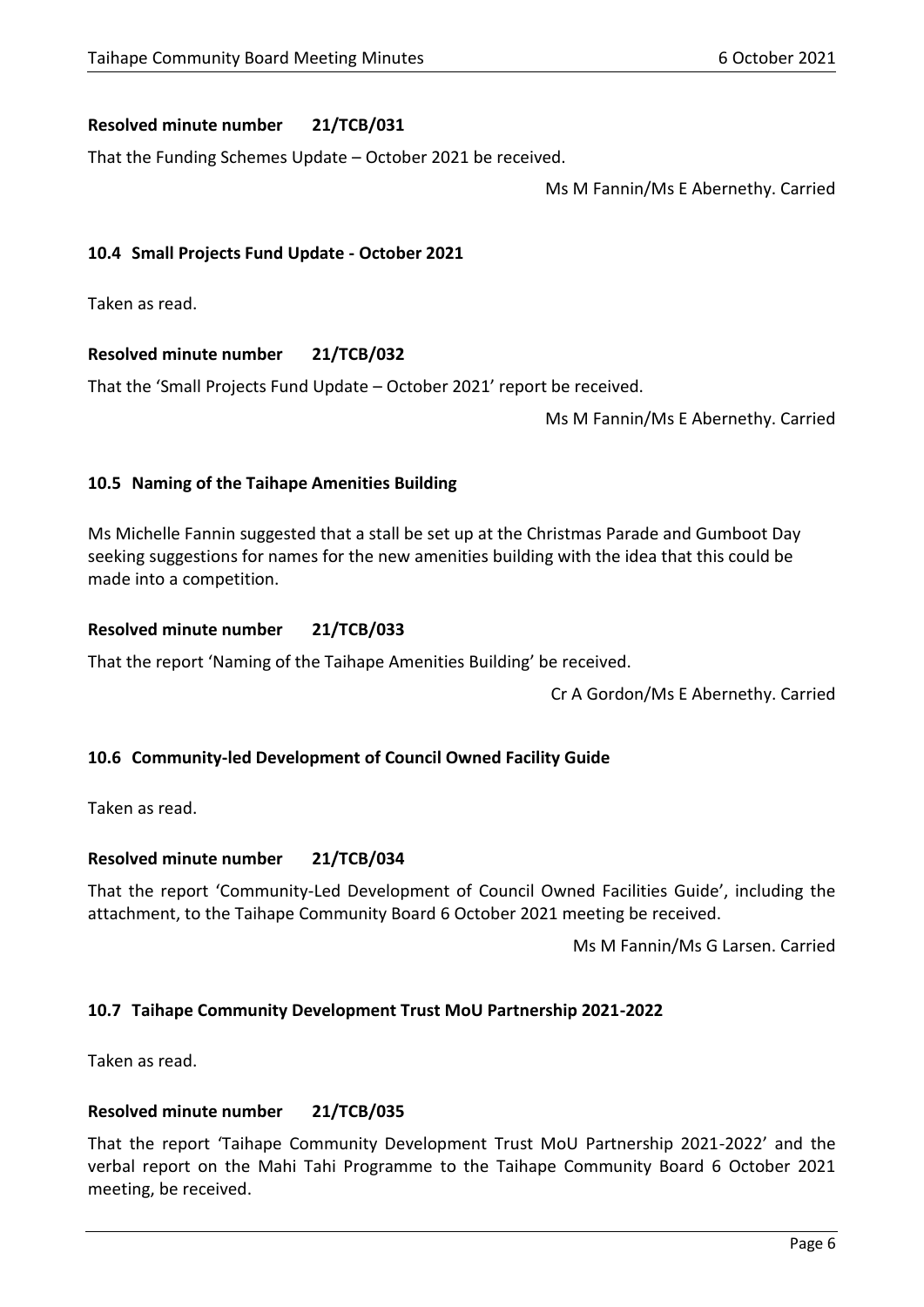**Resolved minute number 21/TCB/031**

That the Funding Schemes Update – October 2021 be received.

Ms M Fannin/Ms E Abernethy. Carried

### 10.4 Small Projects Fund Update - October 2021

Taken as read.

**Resolved minute number 21/TCB/032**

That the 'Small Projects Fund Update – October 2021' report be received.

Ms M Fannin/Ms E Abernethy. Carried

### 10.5 Naming of the Taihape Amenities Building

Ms Michelle Fannin suggested that a stall be set up at the Christmas Parade and Gumboot Day seeking suggestions for names for the new amenities building with the idea that this could be made into a competition.

**Resolved minute number 21/TCB/033**

That the report 'Naming of the Taihape Amenities Building' be received.

Cr A Gordon/Ms E Abernethy. Carried

### 10.6 Community-led Development of Council Owned Facility Guide

Taken as read.

**Resolved minute number 21/TCB/034**

That the report 'Community-Led Development of Council Owned Facilities Guide', including the attachment, to the Taihape Community Board 6 October 2021 meeting be received.

Ms M Fannin/Ms G Larsen. Carried

### 10.7 Taihape Community Development Trust MoU Partnership 2021-2022

Taken as read.

**Resolved minute number 21/TCB/035**

That the report 'Taihape Community Development Trust MoU Partnership 2021-2022' and the verbal report on the Mahi Tahi Programme to the Taihape Community Board 6 October 2021 meeting, be received.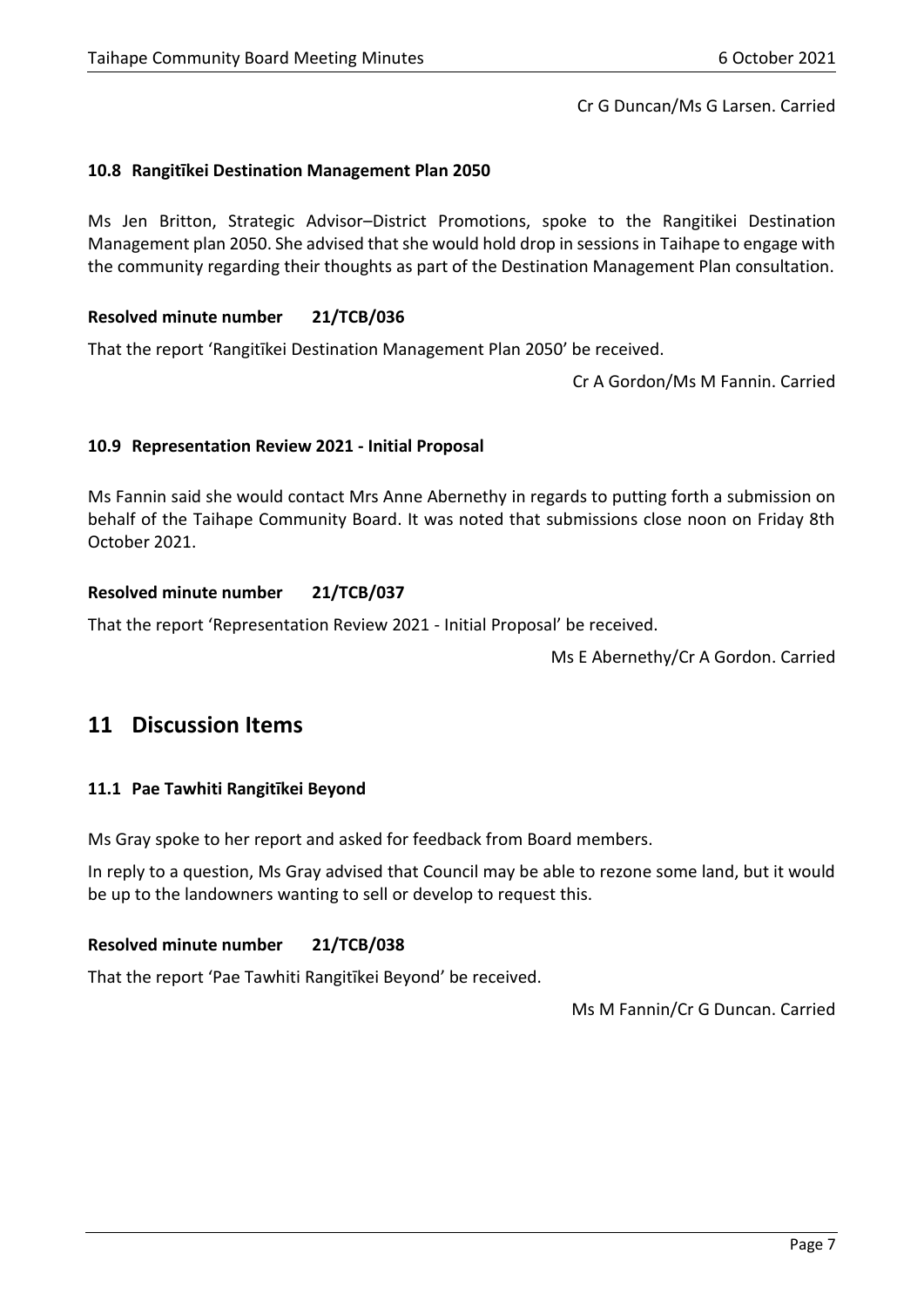Cr G Duncan/Ms G Larsen. Carried

### 10.8 Rangitīkei Destination Management Plan 2050

Ms Jen Britton, Strategic Advisor–District Promotions, spoke to the Rangitikei Destination Management plan 2050. She advised that she would hold drop in sessions in Taihape to engage with the community regarding their thoughts as part of the Destination Management Plan consultation.

**Resolved minute number 21/TCB/036**

That the report 'Rangitīkei Destination Management Plan 2050' be received.

Cr A Gordon/Ms M Fannin. Carried

### 10.9 Representation Review 2021 - Initial Proposal

Ms Fannin said she would contact Mrs Anne Abernethy in regards to putting forth a submission on behalf of the Taihape Community Board. It was noted that submissions close noon on Friday 8th October 2021.

**Resolved minute number 21/TCB/037**

That the report 'Representation Review 2021 - Initial Proposal' be received.

Ms E Abernethy/Cr A Gordon. Carried

## 11 Discussion Items

### 11.1 Pae Tawhiti Rangitīkei Beyond

Ms Gray spoke to her report and asked for feedback from Board members.

In reply to a question, Ms Gray advised that Council may be able to rezone some land, but it would be up to the landowners wanting to sell or develop to request this.

**Resolved minute number 21/TCB/038**

That the report 'Pae Tawhiti Rangitīkei Beyond' be received.

Ms M Fannin/Cr G Duncan. Carried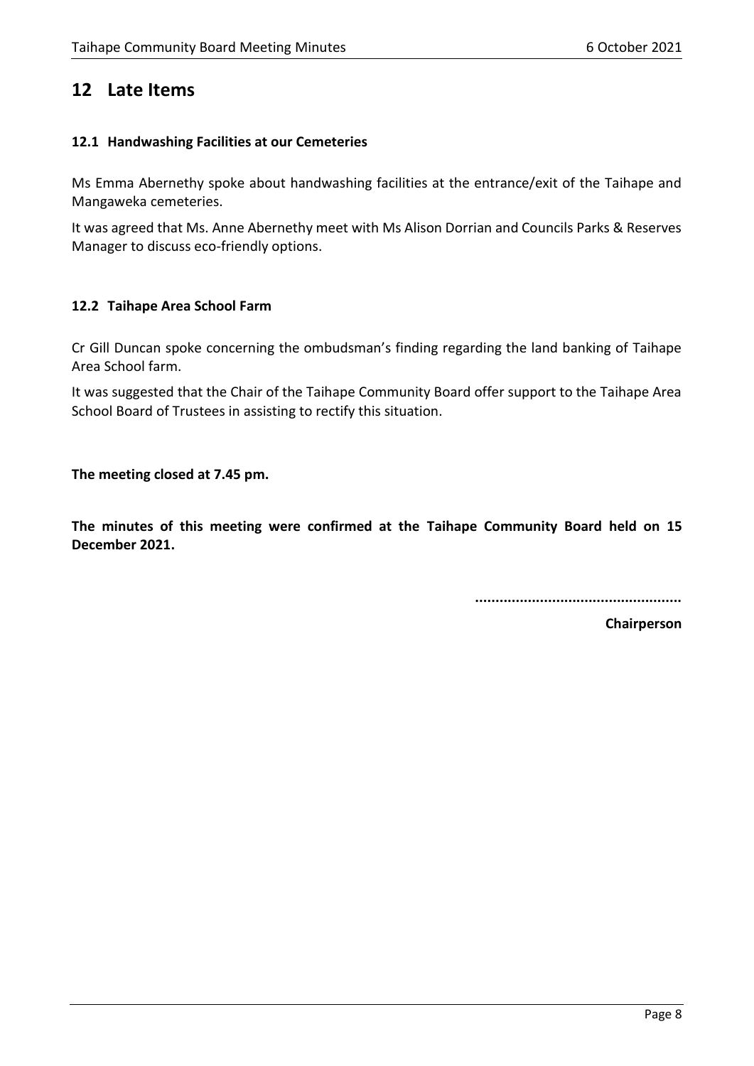## 12 Late Items

### 12.1 Handwashing Facilities at our Cemeteries

Ms Emma Abernethy spoke about handwashing facilities at the entrance/exit of the Taihape and Mangaweka cemeteries.

It was agreed that Ms. Anne Abernethy meet with Ms Alison Dorrian and Councils Parks & Reserves Manager to discuss eco-friendly options.

### 12.2 Taihape Area School Farm

Cr Gill Duncan spoke concerning the ombudsman's finding regarding the land banking of Taihape Area School farm.

It was suggested that the Chair of the Taihape Community Board offer support to the Taihape Area School Board of Trustees in assisting to rectify this situation.

**The meeting closed at 7.45 pm.**

**The minutes of this meeting were confirmed at the Taihape Community Board held on 15 December 2021.**

**...................................................**

**Chairperson**